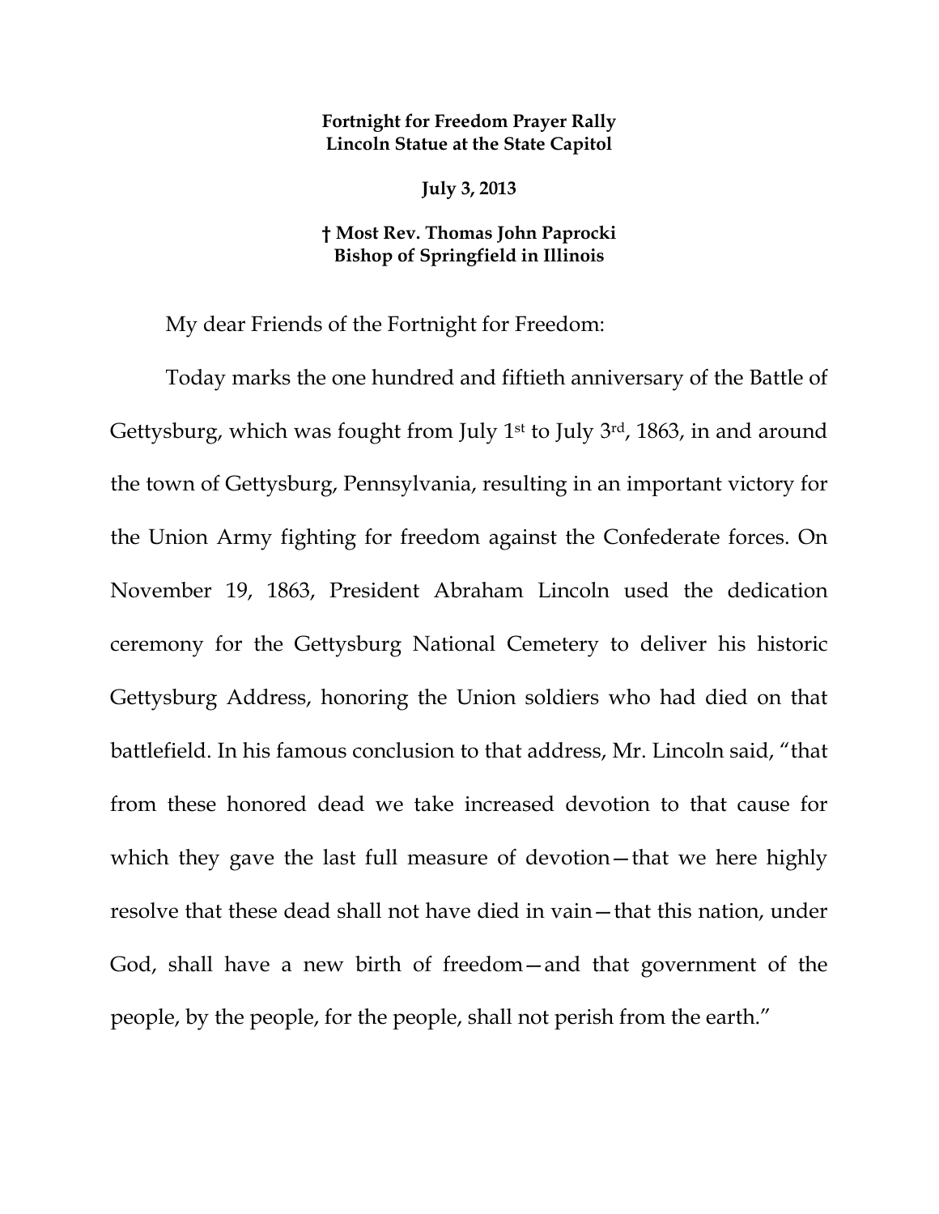**Fortnight for Freedom Prayer Rally**
**Lincoln Statue at the State Capitol**

**July 3, 2013**

**† Most Rev. Thomas John Paprocki**
**Bishop of Springfield in Illinois**

My dear Friends of the Fortnight for Freedom:

Today marks the one hundred and fiftieth anniversary of the Battle of Gettysburg, which was fought from July 1st to July 3rd, 1863, in and around the town of Gettysburg, Pennsylvania, resulting in an important victory for the Union Army fighting for freedom against the Confederate forces. On November 19, 1863, President Abraham Lincoln used the dedication ceremony for the Gettysburg National Cemetery to deliver his historic Gettysburg Address, honoring the Union soldiers who had died on that battlefield. In his famous conclusion to that address, Mr. Lincoln said, "that from these honored dead we take increased devotion to that cause for which they gave the last full measure of devotion—that we here highly resolve that these dead shall not have died in vain—that this nation, under God, shall have a new birth of freedom—and that government of the people, by the people, for the people, shall not perish from the earth."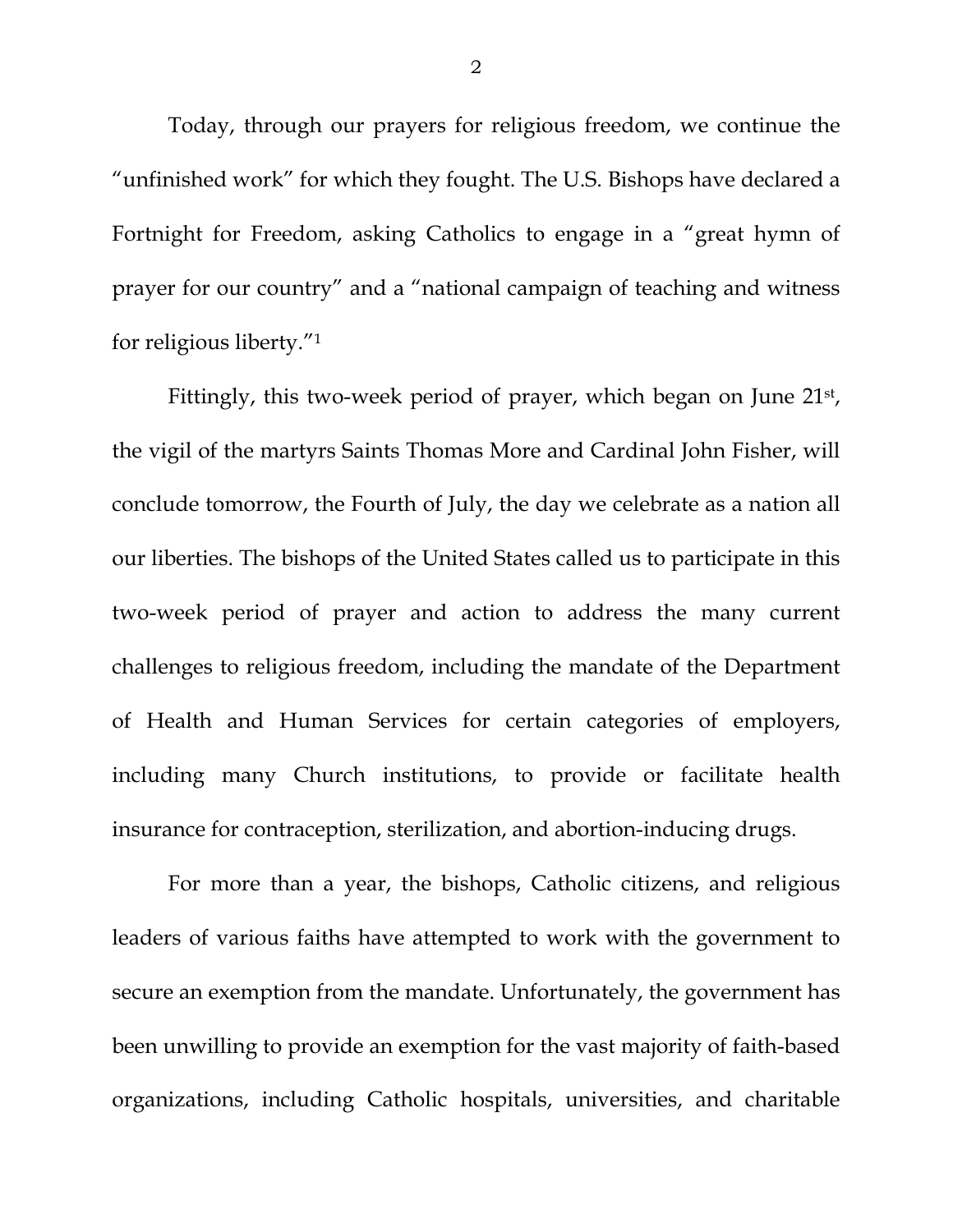Today, through our prayers for religious freedom, we continue the "unfinished work" for which they fought. The U.S. Bishops have declared a Fortnight for Freedom, asking Catholics to engage in a "great hymn of prayer for our country" and a "national campaign of teaching and witness for religious liberty."[1]

Fittingly, this two-week period of prayer, which began on June 21st, the vigil of the martyrs Saints Thomas More and Cardinal John Fisher, will conclude tomorrow, the Fourth of July, the day we celebrate as a nation all our liberties. The bishops of the United States called us to participate in this two-week period of prayer and action to address the many current challenges to religious freedom, including the mandate of the Department of Health and Human Services for certain categories of employers, including many Church institutions, to provide or facilitate health insurance for contraception, sterilization, and abortion-inducing drugs.

For more than a year, the bishops, Catholic citizens, and religious leaders of various faiths have attempted to work with the government to secure an exemption from the mandate. Unfortunately, the government has been unwilling to provide an exemption for the vast majority of faith-based organizations, including Catholic hospitals, universities, and charitable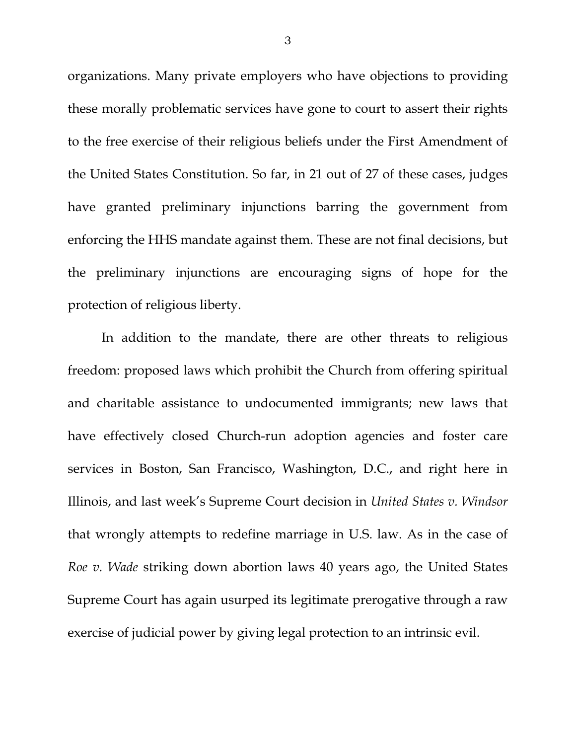organizations. Many private employers who have objections to providing these morally problematic services have gone to court to assert their rights to the free exercise of their religious beliefs under the First Amendment of the United States Constitution. So far, in 21 out of 27 of these cases, judges have granted preliminary injunctions barring the government from enforcing the HHS mandate against them. These are not final decisions, but the preliminary injunctions are encouraging signs of hope for the protection of religious liberty.

In addition to the mandate, there are other threats to religious freedom: proposed laws which prohibit the Church from offering spiritual and charitable assistance to undocumented immigrants; new laws that have effectively closed Church-run adoption agencies and foster care services in Boston, San Francisco, Washington, D.C., and right here in Illinois, and last week's Supreme Court decision in *United States v. Windsor* that wrongly attempts to redefine marriage in U.S. law. As in the case of *Roe v. Wade* striking down abortion laws 40 years ago, the United States Supreme Court has again usurped its legitimate prerogative through a raw exercise of judicial power by giving legal protection to an intrinsic evil.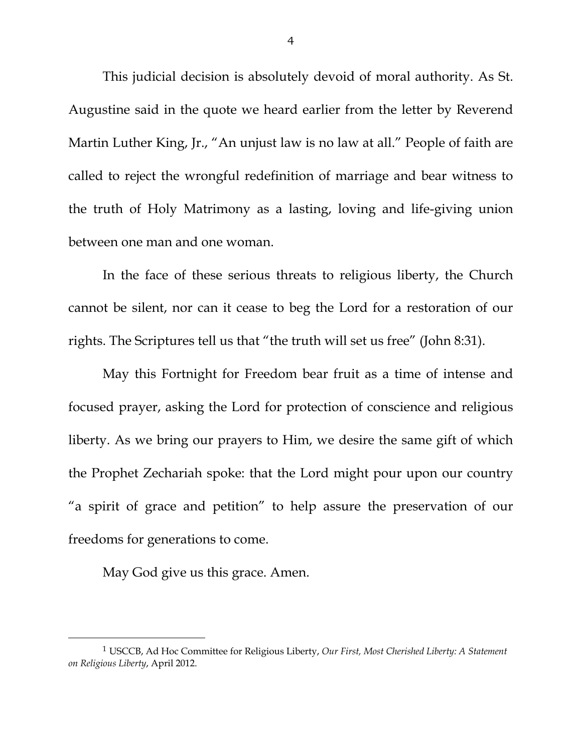This judicial decision is absolutely devoid of moral authority. As St. Augustine said in the quote we heard earlier from the letter by Reverend Martin Luther King, Jr., "An unjust law is no law at all." People of faith are called to reject the wrongful redefinition of marriage and bear witness to the truth of Holy Matrimony as a lasting, loving and life-giving union between one man and one woman.

In the face of these serious threats to religious liberty, the Church cannot be silent, nor can it cease to beg the Lord for a restoration of our rights. The Scriptures tell us that "the truth will set us free" (John 8:31).

May this Fortnight for Freedom bear fruit as a time of intense and focused prayer, asking the Lord for protection of conscience and religious liberty. As we bring our prayers to Him, we desire the same gift of which the Prophet Zechariah spoke: that the Lord might pour upon our country "a spirit of grace and petition" to help assure the preservation of our freedoms for generations to come.

May God give us this grace. Amen.

---

[1] USCCB, Ad Hoc Committee for Religious Liberty, *Our First, Most Cherished Liberty: A Statement on Religious Liberty*, April 2012.